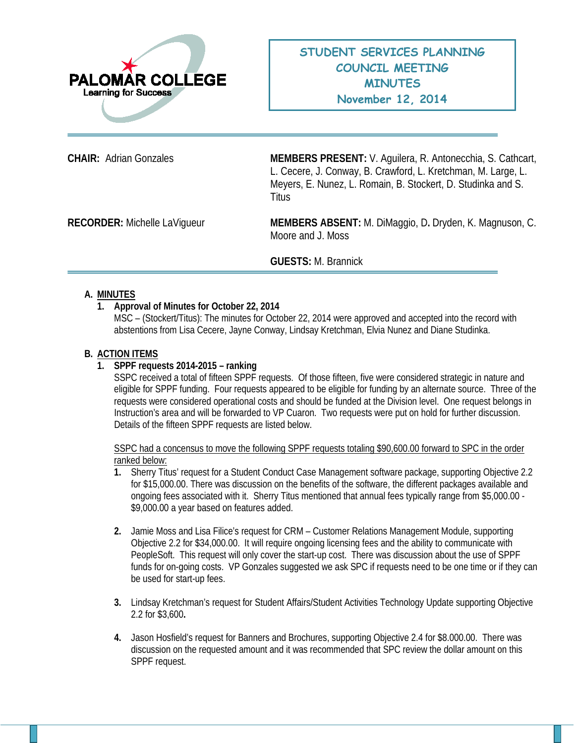PALOMAR COLLEGE
Learning for Success

# STUDENT SERVICES PLANNING COUNCIL MEETING MINUTES
## November 12, 2014

**CHAIR:** Adrian Gonzales

**MEMBERS PRESENT:** V. Aguilera, R. Antonecchia, S. Cathcart, L. Cecere, J. Conway, B. Crawford, L. Kretchman, M. Large, L. Meyers, E. Nunez, L. Romain, B. Stockert, D. Studinka and S. Titus

**RECORDER:** Michelle LaVigueur

**MEMBERS ABSENT:** M. DiMaggio, D. Dryden, K. Magnuson, C. Moore and J. Moss

**GUESTS:** M. Brannick

**A. MINUTES**

1. **Approval of Minutes for October 22, 2014**
   MSC – (Stockert/Titus): The minutes for October 22, 2014 were approved and accepted into the record with abstentions from Lisa Cecere, Jayne Conway, Lindsay Kretchman, Elvia Nunez and Diane Studinka.

**B. ACTION ITEMS**

1. **SPPF requests 2014-2015 – ranking**
   SSPC received a total of fifteen SPPF requests. Of those fifteen, five were considered strategic in nature and eligible for SPPF funding. Four requests appeared to be eligible for funding by an alternate source. Three of the requests were considered operational costs and should be funded at the Division level. One request belongs in Instruction's area and will be forwarded to VP Cuaron. Two requests were put on hold for further discussion. Details of the fifteen SPPF requests are listed below.

   <u>SSPC had a concensus to move the following SPPF requests totaling $90,600.00 forward to SPC in the order ranked below:</u>

   1. Sherry Titus' request for a Student Conduct Case Management software package, supporting Objective 2.2 for $15,000.00. There was discussion on the benefits of the software, the different packages available and ongoing fees associated with it. Sherry Titus mentioned that annual fees typically range from $5,000.00 - $9,000.00 a year based on features added.

   2. Jamie Moss and Lisa Filice's request for CRM – Customer Relations Management Module, supporting Objective 2.2 for $34,000.00. It will require ongoing licensing fees and the ability to communicate with PeopleSoft. This request will only cover the start-up cost. There was discussion about the use of SPPF funds for on-going costs. VP Gonzales suggested we ask SPC if requests need to be one time or if they can be used for start-up fees.

   3. Lindsay Kretchman's request for Student Affairs/Student Activities Technology Update supporting Objective 2.2 for $3,600**.**

   4. Jason Hosfield's request for Banners and Brochures, supporting Objective 2.4 for $8.000.00. There was discussion on the requested amount and it was recommended that SPC review the dollar amount on this SPPF request.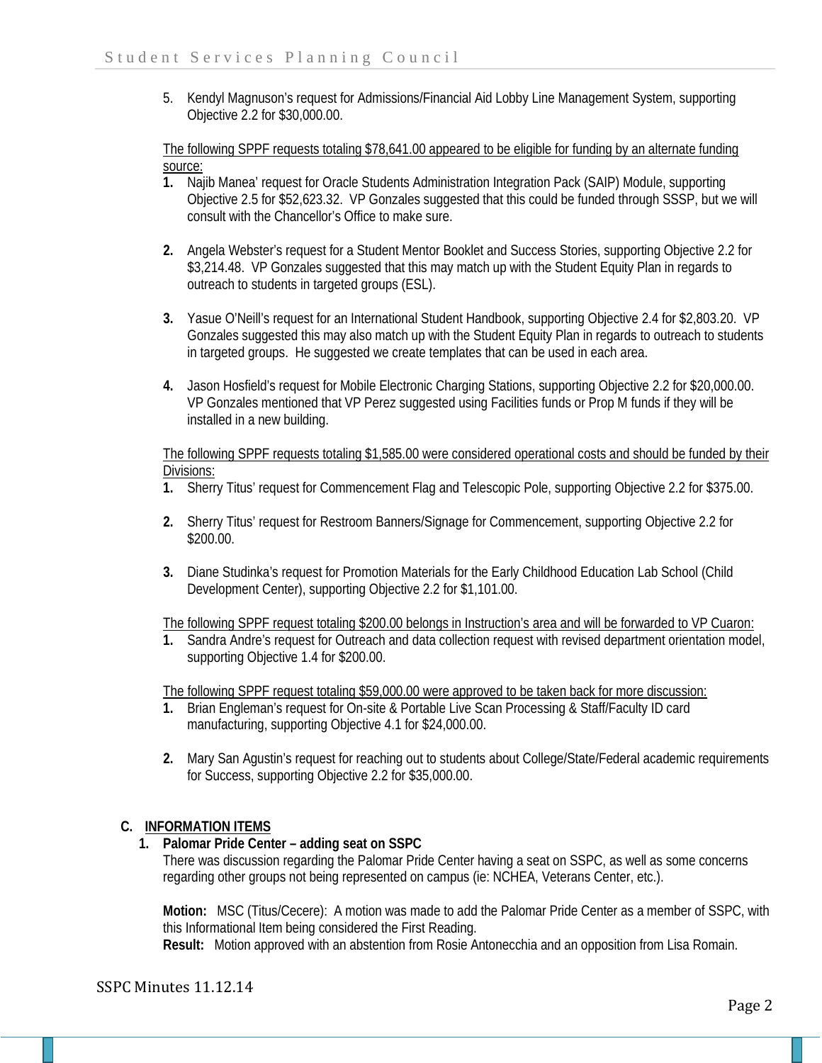5. Kendyl Magnuson's request for Admissions/Financial Aid Lobby Line Management System, supporting Objective 2.2 for $30,000.00.

<u>The following SPPF requests totaling $78,641.00 appeared to be eligible for funding by an alternate funding source:</u>

1. Najib Manea' request for Oracle Students Administration Integration Pack (SAIP) Module, supporting Objective 2.5 for $52,623.32. VP Gonzales suggested that this could be funded through SSSP, but we will consult with the Chancellor's Office to make sure.

2. Angela Webster's request for a Student Mentor Booklet and Success Stories, supporting Objective 2.2 for $3,214.48. VP Gonzales suggested that this may match up with the Student Equity Plan in regards to outreach to students in targeted groups (ESL).

3. Yasue O'Neill's request for an International Student Handbook, supporting Objective 2.4 for $2,803.20. VP Gonzales suggested this may also match up with the Student Equity Plan in regards to outreach to students in targeted groups. He suggested we create templates that can be used in each area.

4. Jason Hosfield's request for Mobile Electronic Charging Stations, supporting Objective 2.2 for $20,000.00. VP Gonzales mentioned that VP Perez suggested using Facilities funds or Prop M funds if they will be installed in a new building.

<u>The following SPPF requests totaling $1,585.00 were considered operational costs and should be funded by their Divisions:</u>

1. Sherry Titus' request for Commencement Flag and Telescopic Pole, supporting Objective 2.2 for $375.00.

2. Sherry Titus' request for Restroom Banners/Signage for Commencement, supporting Objective 2.2 for $200.00.

3. Diane Studinka's request for Promotion Materials for the Early Childhood Education Lab School (Child Development Center), supporting Objective 2.2 for $1,101.00.

<u>The following SPPF request totaling $200.00 belongs in Instruction's area and will be forwarded to VP Cuaron:</u>

1. Sandra Andre's request for Outreach and data collection request with revised department orientation model, supporting Objective 1.4 for $200.00.

<u>The following SPPF request totaling $59,000.00 were approved to be taken back for more discussion:</u>

1. Brian Engleman's request for On-site & Portable Live Scan Processing & Staff/Faculty ID card manufacturing, supporting Objective 4.1 for $24,000.00.

2. Mary San Agustin's request for reaching out to students about College/State/Federal academic requirements for Success, supporting Objective 2.2 for $35,000.00.

## C. INFORMATION ITEMS

**1. Palomar Pride Center – adding seat on SSPC**

There was discussion regarding the Palomar Pride Center having a seat on SSPC, as well as some concerns regarding other groups not being represented on campus (ie: NCHEA, Veterans Center, etc.).

**Motion:** MSC (Titus/Cecere): A motion was made to add the Palomar Pride Center as a member of SSPC, with this Informational Item being considered the First Reading.

**Result:** Motion approved with an abstention from Rosie Antonecchia and an opposition from Lisa Romain.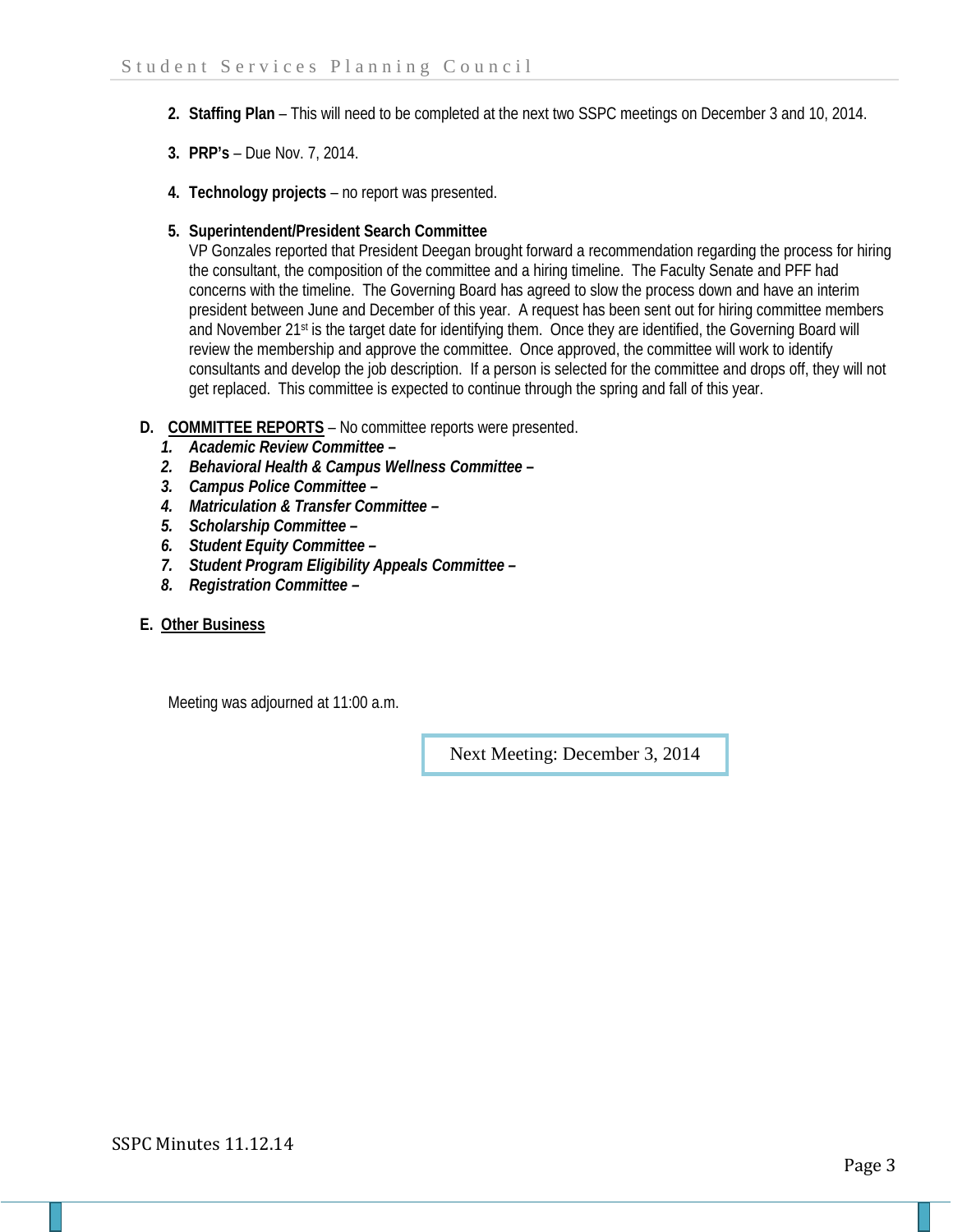2. **Staffing Plan** – This will need to be completed at the next two SSPC meetings on December 3 and 10, 2014.

3. **PRP's** – Due Nov. 7, 2014.

4. **Technology projects** – no report was presented.

5. **Superintendent/President Search Committee**
   VP Gonzales reported that President Deegan brought forward a recommendation regarding the process for hiring the consultant, the composition of the committee and a hiring timeline. The Faculty Senate and PFF had concerns with the timeline. The Governing Board has agreed to slow the process down and have an interim president between June and December of this year. A request has been sent out for hiring committee members and November 21st is the target date for identifying them. Once they are identified, the Governing Board will review the membership and approve the committee. Once approved, the committee will work to identify consultants and develop the job description. If a person is selected for the committee and drops off, they will not get replaced. This committee is expected to continue through the spring and fall of this year.

**D. COMMITTEE REPORTS** – No committee reports were presented.

1. ***Academic Review Committee –***
2. ***Behavioral Health & Campus Wellness Committee –***
3. ***Campus Police Committee –***
4. ***Matriculation & Transfer Committee –***
5. ***Scholarship Committee –***
6. ***Student Equity Committee –***
7. ***Student Program Eligibility Appeals Committee –***
8. ***Registration Committee –***

**E. Other Business**

Meeting was adjourned at 11:00 a.m.

Next Meeting: December 3, 2014